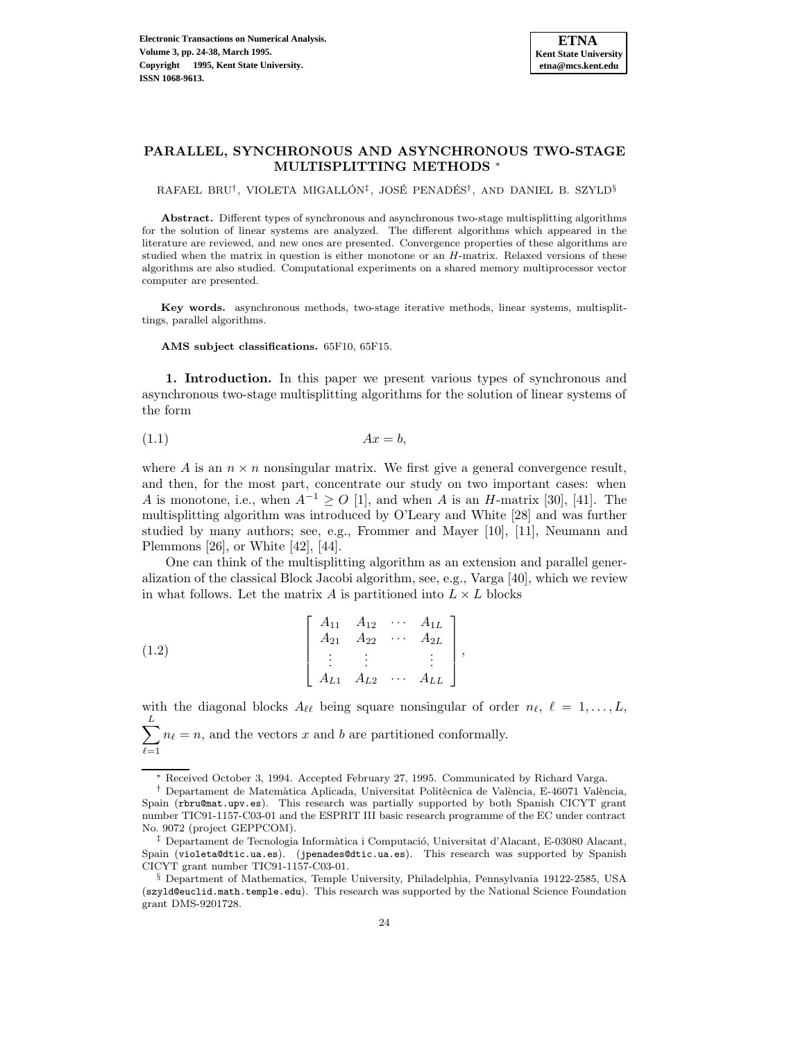# PARALLEL, SYNCHRONOUS AND ASYNCHRONOUS TWO-STAGE MULTISPLITTING METHODS [*]

RAFAEL BRU[†], VIOLETA MIGALLÓN[‡], JOSÉ PENADÉS[†], AND DANIEL B. SZYLD[§]

**Abstract.** Different types of synchronous and asynchronous two-stage multisplitting algorithms for the solution of linear systems are analyzed. The different algorithms which appeared in the literature are reviewed, and new ones are presented. Convergence properties of these algorithms are studied when the matrix in question is either monotone or an $H$-matrix. Relaxed versions of these algorithms are also studied. Computational experiments on a shared memory multiprocessor vector computer are presented.

**Key words.** asynchronous methods, two-stage iterative methods, linear systems, multisplittings, parallel algorithms.

**AMS subject classifications.** 65F10, 65F15.

**1. Introduction.** In this paper we present various types of synchronous and asynchronous two-stage multisplitting algorithms for the solution of linear systems of the form

$$Ax = b, \tag{1.1}$$

where $A$ is an $n \times n$ nonsingular matrix. We first give a general convergence result, and then, for the most part, concentrate our study on two important cases: when $A$ is monotone, i.e., when $A^{-1} \geq O$ [1], and when $A$ is an $H$-matrix [30], [41]. The multisplitting algorithm was introduced by O'Leary and White [28] and was further studied by many authors; see, e.g., Frommer and Mayer [10], [11], Neumann and Plemmons [26], or White [42], [44].

One can think of the multisplitting algorithm as an extension and parallel generalization of the classical Block Jacobi algorithm, see, e.g., Varga [40], which we review in what follows. Let the matrix $A$ is partitioned into $L \times L$ blocks

$$\begin{bmatrix} A_{11} & A_{12} & \cdots & A_{1L} \\ A_{21} & A_{22} & \cdots & A_{2L} \\ \vdots & \vdots & & \vdots \\ A_{L1} & A_{L2} & \cdots & A_{LL} \end{bmatrix}, \tag{1.2}$$

with the diagonal blocks $A_{\ell\ell}$ being square nonsingular of order $n_\ell$, $\ell = 1, \ldots, L$, $\sum_{\ell=1}^{L} n_\ell = n$, and the vectors $x$ and $b$ are partitioned conformally.

---

[*] Received October 3, 1994. Accepted February 27, 1995. Communicated by Richard Varga.

[†] Departament de Matemàtica Aplicada, Universitat Politècnica de València, E-46071 València, Spain (rbru@mat.upv.es). This research was partially supported by both Spanish CICYT grant number TIC91-1157-C03-01 and the ESPRIT III basic research programme of the EC under contract No. 9072 (project GEPPCOM).

[‡] Departament de Tecnologia Informàtica i Computació, Universitat d'Alacant, E-03080 Alacant, Spain (violeta@dtic.ua.es). (jpenades@dtic.ua.es). This research was supported by Spanish CICYT grant number TIC91-1157-C03-01.

[§] Department of Mathematics, Temple University, Philadelphia, Pennsylvania 19122-2585, USA (szyld@euclid.math.temple.edu). This research was supported by the National Science Foundation grant DMS-9201728.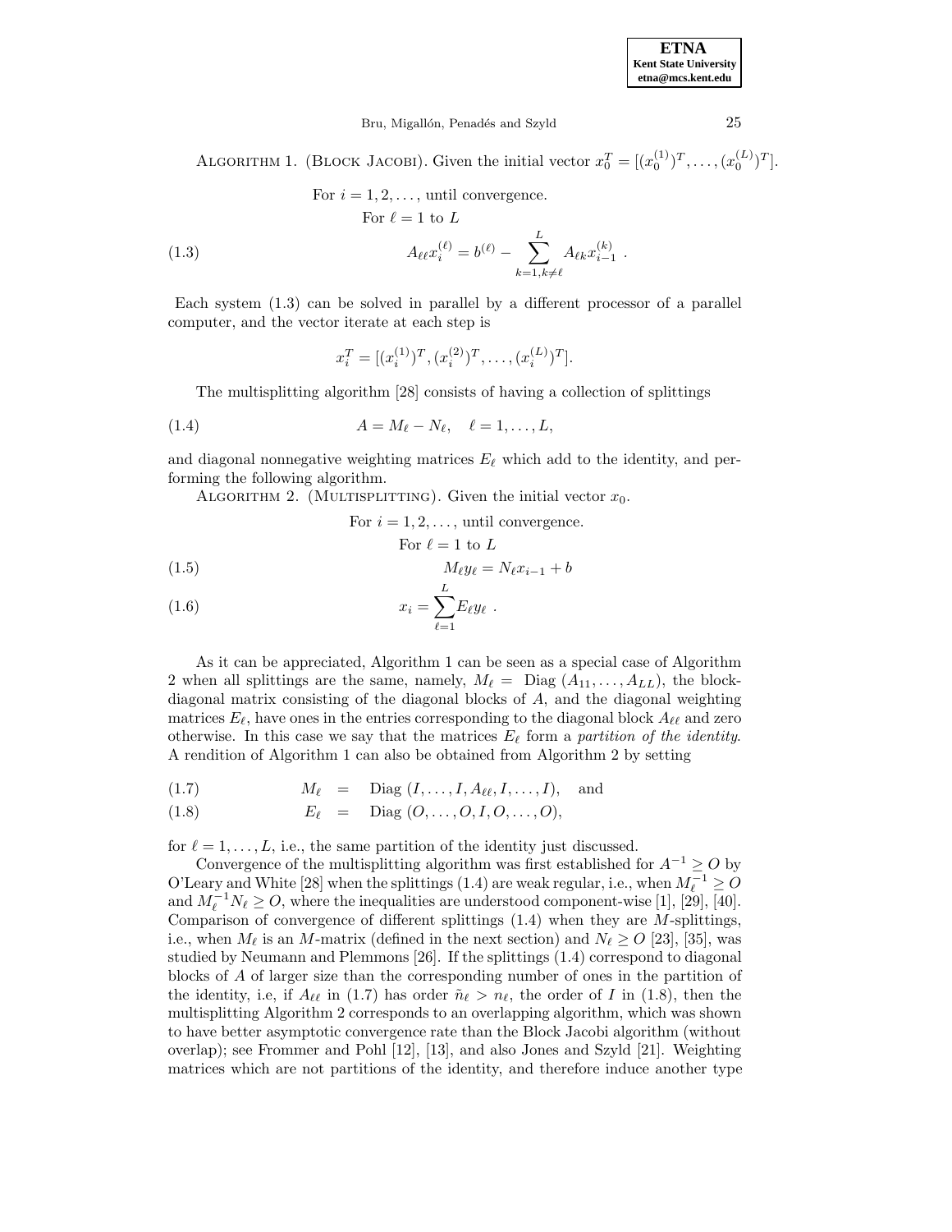Algorithm 1. (Block Jacobi). Given the initial vector $x_0^T = [(x_0^{(1)})^T, \ldots, (x_0^{(L)})^T]$.

For $i = 1, 2, \ldots,$ until convergence.

For $\ell = 1$ to $L$

$$A_{\ell\ell} x_i^{(\ell)} = b^{(\ell)} - \sum_{k=1, k \neq \ell}^{L} A_{\ell k} x_{i-1}^{(k)} \ . \tag{1.3}$$

Each system (1.3) can be solved in parallel by a different processor of a parallel computer, and the vector iterate at each step is

$$x_i^T = [(x_i^{(1)})^T, (x_i^{(2)})^T, \ldots, (x_i^{(L)})^T].$$

The multisplitting algorithm [28] consists of having a collection of splittings

$$A = M_\ell - N_\ell, \quad \ell = 1, \ldots, L, \tag{1.4}$$

and diagonal nonnegative weighting matrices $E_\ell$ which add to the identity, and performing the following algorithm.

Algorithm 2. (Multisplitting). Given the initial vector $x_0$.

For $i = 1, 2, \ldots,$ until convergence.

For $\ell = 1$ to $L$

$$M_\ell y_\ell = N_\ell x_{i-1} + b \tag{1.5}$$

$$x_i = \sum_{\ell=1}^{L} E_\ell y_\ell \ . \tag{1.6}$$

As it can be appreciated, Algorithm 1 can be seen as a special case of Algorithm 2 when all splittings are the same, namely, $M_\ell = \text{Diag}\,(A_{11}, \ldots, A_{LL})$, the block-diagonal matrix consisting of the diagonal blocks of $A$, and the diagonal weighting matrices $E_\ell$, have ones in the entries corresponding to the diagonal block $A_{\ell\ell}$ and zero otherwise. In this case we say that the matrices $E_\ell$ form a *partition of the identity*. A rendition of Algorithm 1 can also be obtained from Algorithm 2 by setting

$$M_\ell = \text{Diag}\,(I, \ldots, I, A_{\ell\ell}, I, \ldots, I), \quad \text{and} \tag{1.7}$$

$$E_\ell = \text{Diag}\,(O, \ldots, O, I, O, \ldots, O), \tag{1.8}$$

for $\ell = 1, \ldots, L$, i.e., the same partition of the identity just discussed.

Convergence of the multisplitting algorithm was first established for $A^{-1} \geq O$ by O'Leary and White [28] when the splittings (1.4) are weak regular, i.e., when $M_\ell^{-1} \geq O$ and $M_\ell^{-1} N_\ell \geq O$, where the inequalities are understood component-wise [1], [29], [40]. Comparison of convergence of different splittings (1.4) when they are $M$-splittings, i.e., when $M_\ell$ is an $M$-matrix (defined in the next section) and $N_\ell \geq O$ [23], [35], was studied by Neumann and Plemmons [26]. If the splittings (1.4) correspond to diagonal blocks of $A$ of larger size than the corresponding number of ones in the partition of the identity, i.e, if $A_{\ell\ell}$ in (1.7) has order $\tilde{n}_\ell > n_\ell$, the order of $I$ in (1.8), then the multisplitting Algorithm 2 corresponds to an overlapping algorithm, which was shown to have better asymptotic convergence rate than the Block Jacobi algorithm (without overlap); see Frommer and Pohl [12], [13], and also Jones and Szyld [21]. Weighting matrices which are not partitions of the identity, and therefore induce another type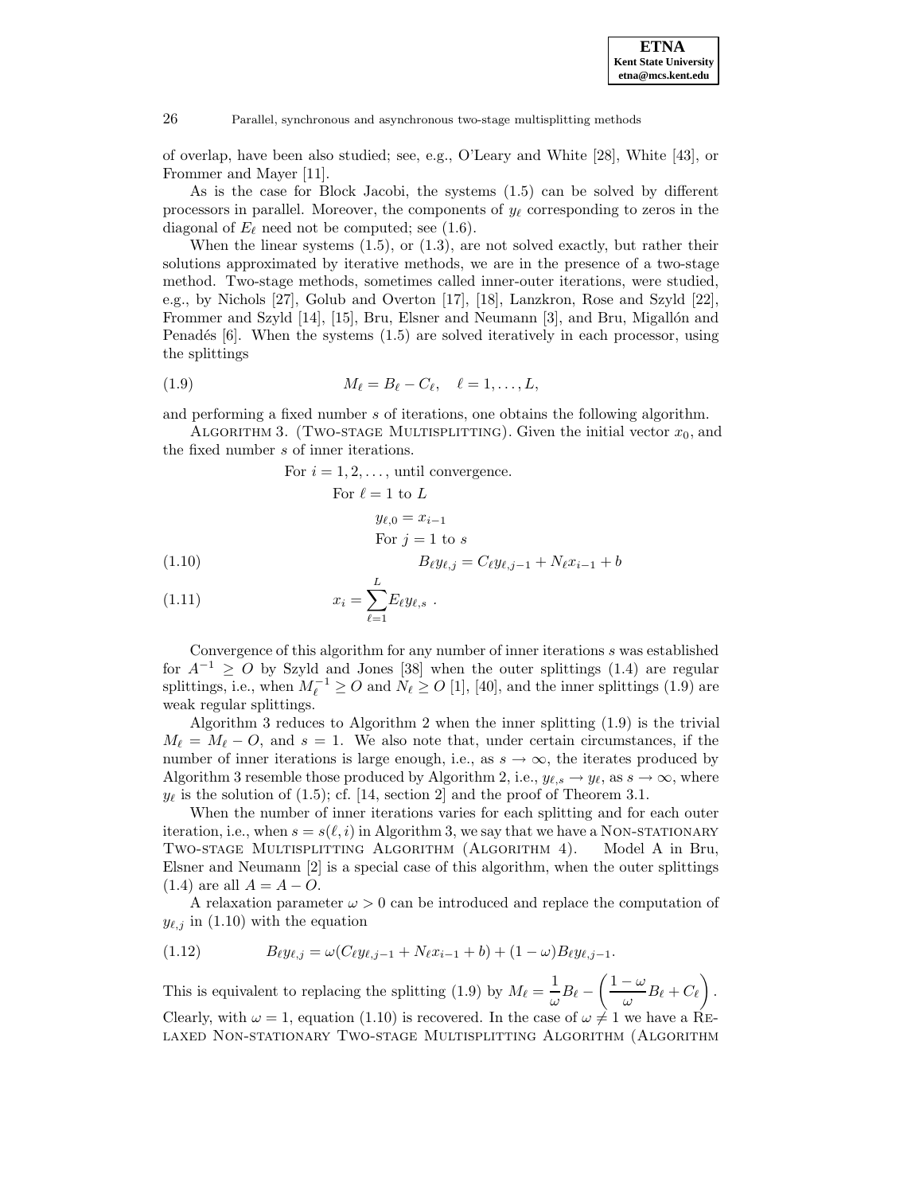of overlap, have been also studied; see, e.g., O'Leary and White [28], White [43], or Frommer and Mayer [11].

As is the case for Block Jacobi, the systems (1.5) can be solved by different processors in parallel. Moreover, the components of $y_\ell$ corresponding to zeros in the diagonal of $E_\ell$ need not be computed; see (1.6).

When the linear systems (1.5), or (1.3), are not solved exactly, but rather their solutions approximated by iterative methods, we are in the presence of a two-stage method. Two-stage methods, sometimes called inner-outer iterations, were studied, e.g., by Nichols [27], Golub and Overton [17], [18], Lanzkron, Rose and Szyld [22], Frommer and Szyld [14], [15], Bru, Elsner and Neumann [3], and Bru, Migallón and Penadés [6]. When the systems (1.5) are solved iteratively in each processor, using the splittings

$$M_\ell = B_\ell - C_\ell, \quad \ell = 1, \ldots, L, \tag{1.9}$$

and performing a fixed number $s$ of iterations, one obtains the following algorithm.

Algorithm 3. (Two-stage Multisplitting). Given the initial vector $x_0$, and the fixed number $s$ of inner iterations.

For $i = 1, 2, \ldots$, until convergence.

For $\ell = 1$ to $L$

$y_{\ell,0} = x_{i-1}$

For $j = 1$ to $s$

$$B_\ell y_{\ell,j} = C_\ell y_{\ell,j-1} + N_\ell x_{i-1} + b \tag{1.10}$$

$$x_i = \sum_{\ell=1}^{L} E_\ell y_{\ell,s} \ . \tag{1.11}$$

Convergence of this algorithm for any number of inner iterations $s$ was established for $A^{-1} \geq O$ by Szyld and Jones [38] when the outer splittings (1.4) are regular splittings, i.e., when $M_\ell^{-1} \geq O$ and $N_\ell \geq O$ [1], [40], and the inner splittings (1.9) are weak regular splittings.

Algorithm 3 reduces to Algorithm 2 when the inner splitting (1.9) is the trivial $M_\ell = M_\ell - O$, and $s = 1$. We also note that, under certain circumstances, if the number of inner iterations is large enough, i.e., as $s \to \infty$, the iterates produced by Algorithm 3 resemble those produced by Algorithm 2, i.e., $y_{\ell,s} \to y_\ell$, as $s \to \infty$, where $y_\ell$ is the solution of (1.5); cf. [14, section 2] and the proof of Theorem 3.1.

When the number of inner iterations varies for each splitting and for each outer iteration, i.e., when $s = s(\ell, i)$ in Algorithm 3, we say that we have a Non-stationary Two-stage Multisplitting Algorithm (Algorithm 4). Model A in Bru, Elsner and Neumann [2] is a special case of this algorithm, when the outer splittings (1.4) are all $A = A - O$.

A relaxation parameter $\omega > 0$ can be introduced and replace the computation of $y_{\ell,j}$ in (1.10) with the equation

$$B_\ell y_{\ell,j} = \omega(C_\ell y_{\ell,j-1} + N_\ell x_{i-1} + b) + (1 - \omega) B_\ell y_{\ell,j-1}. \tag{1.12}$$

This is equivalent to replacing the splitting (1.9) by $M_\ell = \dfrac{1}{\omega} B_\ell - \left( \dfrac{1-\omega}{\omega} B_\ell + C_\ell \right)$. Clearly, with $\omega = 1$, equation (1.10) is recovered. In the case of $\omega \neq 1$ we have a Relaxed Non-stationary Two-stage Multisplitting Algorithm (Algorithm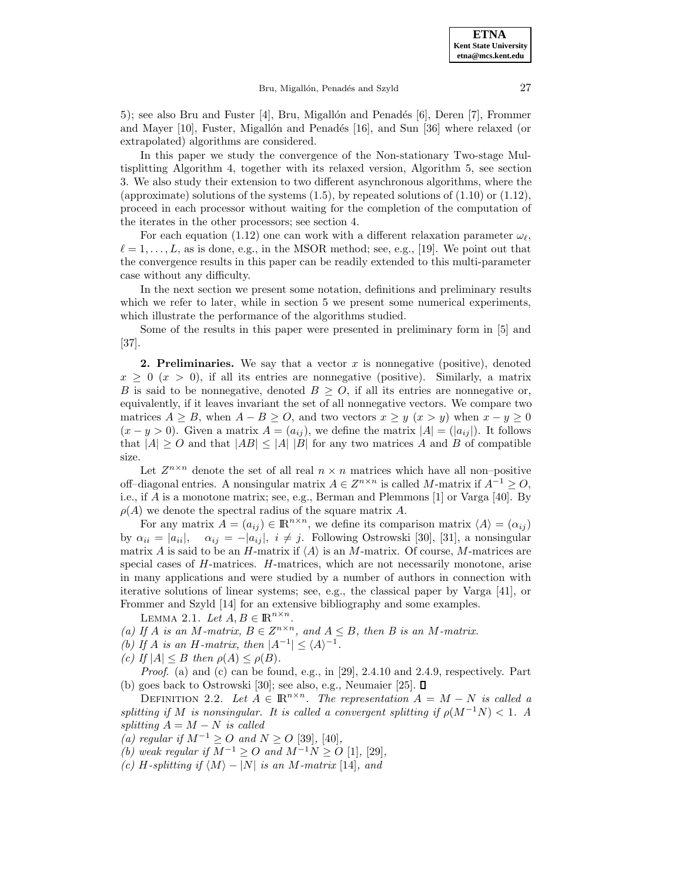5); see also Bru and Fuster [4], Bru, Migallón and Penadés [6], Deren [7], Frommer and Mayer [10], Fuster, Migallón and Penadés [16], and Sun [36] where relaxed (or extrapolated) algorithms are considered.

In this paper we study the convergence of the Non-stationary Two-stage Multisplitting Algorithm 4, together with its relaxed version, Algorithm 5, see section 3. We also study their extension to two different asynchronous algorithms, where the (approximate) solutions of the systems (1.5), by repeated solutions of (1.10) or (1.12), proceed in each processor without waiting for the completion of the computation of the iterates in the other processors; see section 4.

For each equation (1.12) one can work with a different relaxation parameter $\omega_\ell$, $\ell = 1, \ldots, L$, as is done, e.g., in the MSOR method; see, e.g., [19]. We point out that the convergence results in this paper can be readily extended to this multi-parameter case without any difficulty.

In the next section we present some notation, definitions and preliminary results which we refer to later, while in section 5 we present some numerical experiments, which illustrate the performance of the algorithms studied.

Some of the results in this paper were presented in preliminary form in [5] and [37].

**2. Preliminaries.** We say that a vector $x$ is nonnegative (positive), denoted $x \geq 0$ ($x > 0$), if all its entries are nonnegative (positive). Similarly, a matrix $B$ is said to be nonnegative, denoted $B \geq O$, if all its entries are nonnegative or, equivalently, if it leaves invariant the set of all nonnegative vectors. We compare two matrices $A \geq B$, when $A - B \geq O$, and two vectors $x \geq y$ ($x > y$) when $x - y \geq 0$ ($x - y > 0$). Given a matrix $A = (a_{ij})$, we define the matrix $|A| = (|a_{ij}|)$. It follows that $|A| \geq O$ and that $|AB| \leq |A|\,|B|$ for any two matrices $A$ and $B$ of compatible size.

Let $Z^{n\times n}$ denote the set of all real $n \times n$ matrices which have all non–positive off–diagonal entries. A nonsingular matrix $A \in Z^{n\times n}$ is called $M$-matrix if $A^{-1} \geq O$, i.e., if $A$ is a monotone matrix; see, e.g., Berman and Plemmons [1] or Varga [40]. By $\rho(A)$ we denote the spectral radius of the square matrix $A$.

For any matrix $A = (a_{ij}) \in \mathbb{R}^{n\times n}$, we define its comparison matrix $\langle A \rangle = (\alpha_{ij})$ by $\alpha_{ii} = |a_{ii}|$, $\quad \alpha_{ij} = -|a_{ij}|$, $i \neq j$. Following Ostrowski [30], [31], a nonsingular matrix $A$ is said to be an $H$-matrix if $\langle A \rangle$ is an $M$-matrix. Of course, $M$-matrices are special cases of $H$-matrices. $H$-matrices, which are not necessarily monotone, arise in many applications and were studied by a number of authors in connection with iterative solutions of linear systems; see, e.g., the classical paper by Varga [41], or Frommer and Szyld [14] for an extensive bibliography and some examples.

LEMMA 2.1. *Let $A, B \in \mathbb{R}^{n\times n}$.*
*(a) If $A$ is an $M$-matrix, $B \in Z^{n\times n}$, and $A \leq B$, then $B$ is an $M$-matrix.*
*(b) If $A$ is an $H$-matrix, then $|A^{-1}| \leq \langle A \rangle^{-1}$.*
*(c) If $|A| \leq B$ then $\rho(A) \leq \rho(B)$.*

*Proof.* (a) and (c) can be found, e.g., in [29], 2.4.10 and 2.4.9, respectively. Part (b) goes back to Ostrowski [30]; see also, e.g., Neumaier [25]. ∎

DEFINITION 2.2. *Let $A \in \mathbb{R}^{n\times n}$. The representation $A = M - N$ is called a splitting if $M$ is nonsingular. It is called a convergent splitting if $\rho(M^{-1}N) < 1$. A splitting $A = M - N$ is called*
*(a) regular if $M^{-1} \geq O$ and $N \geq O$ [39], [40],*
*(b) weak regular if $M^{-1} \geq O$ and $M^{-1}N \geq O$ [1], [29],*
*(c) $H$-splitting if $\langle M \rangle - |N|$ is an $M$-matrix [14], and*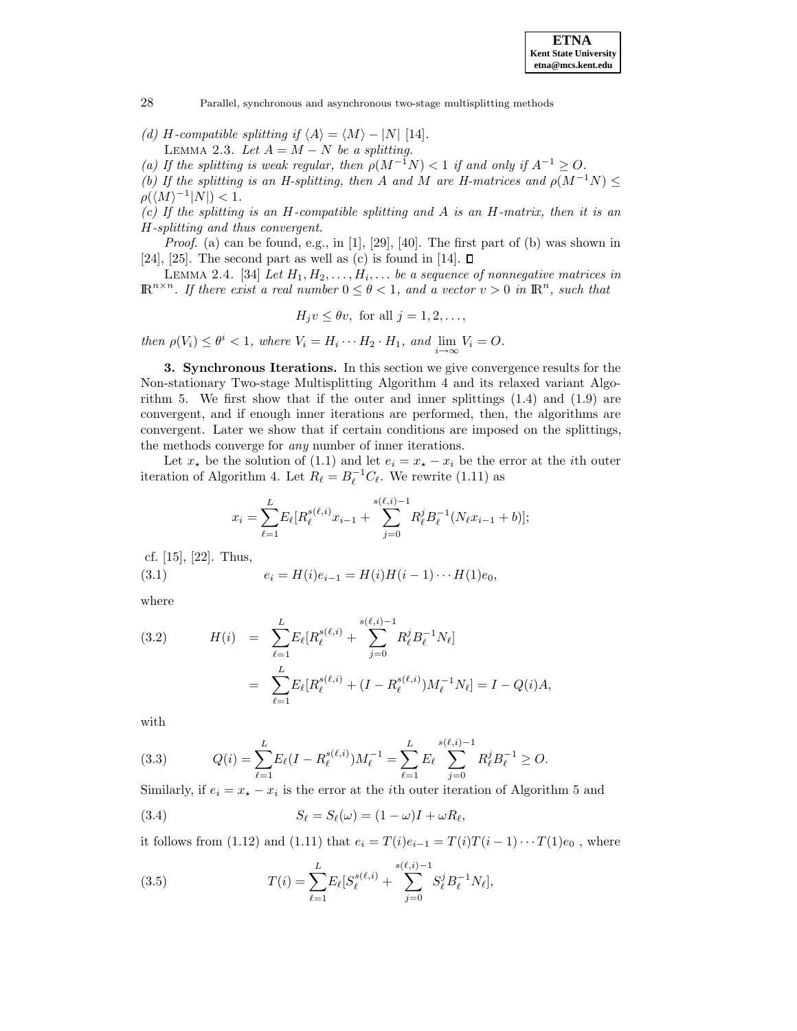*(d) H-compatible splitting if $\langle A \rangle = \langle M \rangle - |N|$ [14].*

LEMMA 2.3. *Let $A = M - N$ be a splitting.*

*(a) If the splitting is weak regular, then $\rho(M^{-1}N) < 1$ if and only if $A^{-1} \geq O$.*

*(b) If the splitting is an H-splitting, then A and M are H-matrices and $\rho(M^{-1}N) \leq \rho(\langle M \rangle^{-1}|N|) < 1$.*

*(c) If the splitting is an H-compatible splitting and A is an H-matrix, then it is an H-splitting and thus convergent.*

*Proof.* (a) can be found, e.g., in [1], [29], [40]. The first part of (b) was shown in [24], [25]. The second part as well as (c) is found in [14]. $\square$

LEMMA 2.4. [34] *Let $H_1, H_2, \ldots, H_i, \ldots$ be a sequence of nonnegative matrices in $\mathbb{R}^{n \times n}$. If there exist a real number $0 \leq \theta < 1$, and a vector $v > 0$ in $\mathbb{R}^n$, such that*

$$H_j v \leq \theta v, \text{ for all } j = 1, 2, \ldots,$$

*then $\rho(V_i) \leq \theta^i < 1$, where $V_i = H_i \cdots H_2 \cdot H_1$, and $\lim_{i \to \infty} V_i = O$.*

## 3. Synchronous Iterations.

In this section we give convergence results for the Non-stationary Two-stage Multisplitting Algorithm 4 and its relaxed variant Algorithm 5. We first show that if the outer and inner splittings (1.4) and (1.9) are convergent, and if enough inner iterations are performed, then, the algorithms are convergent. Later we show that if certain conditions are imposed on the splittings, the methods converge for *any* number of inner iterations.

Let $x_\star$ be the solution of (1.1) and let $e_i = x_\star - x_i$ be the error at the $i$th outer iteration of Algorithm 4. Let $R_\ell = B_\ell^{-1}C_\ell$. We rewrite (1.11) as

$$x_i = \sum_{\ell=1}^{L} E_\ell [R_\ell^{s(\ell,i)} x_{i-1} + \sum_{j=0}^{s(\ell,i)-1} R_\ell^j B_\ell^{-1}(N_\ell x_{i-1} + b)];$$

cf. [15], [22]. Thus,

$$e_i = H(i)e_{i-1} = H(i)H(i-1)\cdots H(1)e_0, \tag{3.1}$$

where

$$\begin{aligned} H(i) &= \sum_{\ell=1}^{L} E_\ell [R_\ell^{s(\ell,i)} + \sum_{j=0}^{s(\ell,i)-1} R_\ell^j B_\ell^{-1} N_\ell] \\ &= \sum_{\ell=1}^{L} E_\ell [R_\ell^{s(\ell,i)} + (I - R_\ell^{s(\ell,i)}) M_\ell^{-1} N_\ell] = I - Q(i)A, \end{aligned} \tag{3.2}$$

with

$$Q(i) = \sum_{\ell=1}^{L} E_\ell (I - R_\ell^{s(\ell,i)}) M_\ell^{-1} = \sum_{\ell=1}^{L} E_\ell \sum_{j=0}^{s(\ell,i)-1} R_\ell^j B_\ell^{-1} \geq O. \tag{3.3}$$

Similarly, if $e_i = x_\star - x_i$ is the error at the $i$th outer iteration of Algorithm 5 and

$$S_\ell = S_\ell(\omega) = (1-\omega)I + \omega R_\ell, \tag{3.4}$$

it follows from (1.12) and (1.11) that $e_i = T(i)e_{i-1} = T(i)T(i-1)\cdots T(1)e_0$ , where

$$T(i) = \sum_{\ell=1}^{L} E_\ell [S_\ell^{s(\ell,i)} + \sum_{j=0}^{s(\ell,i)-1} S_\ell^j B_\ell^{-1} N_\ell], \tag{3.5}$$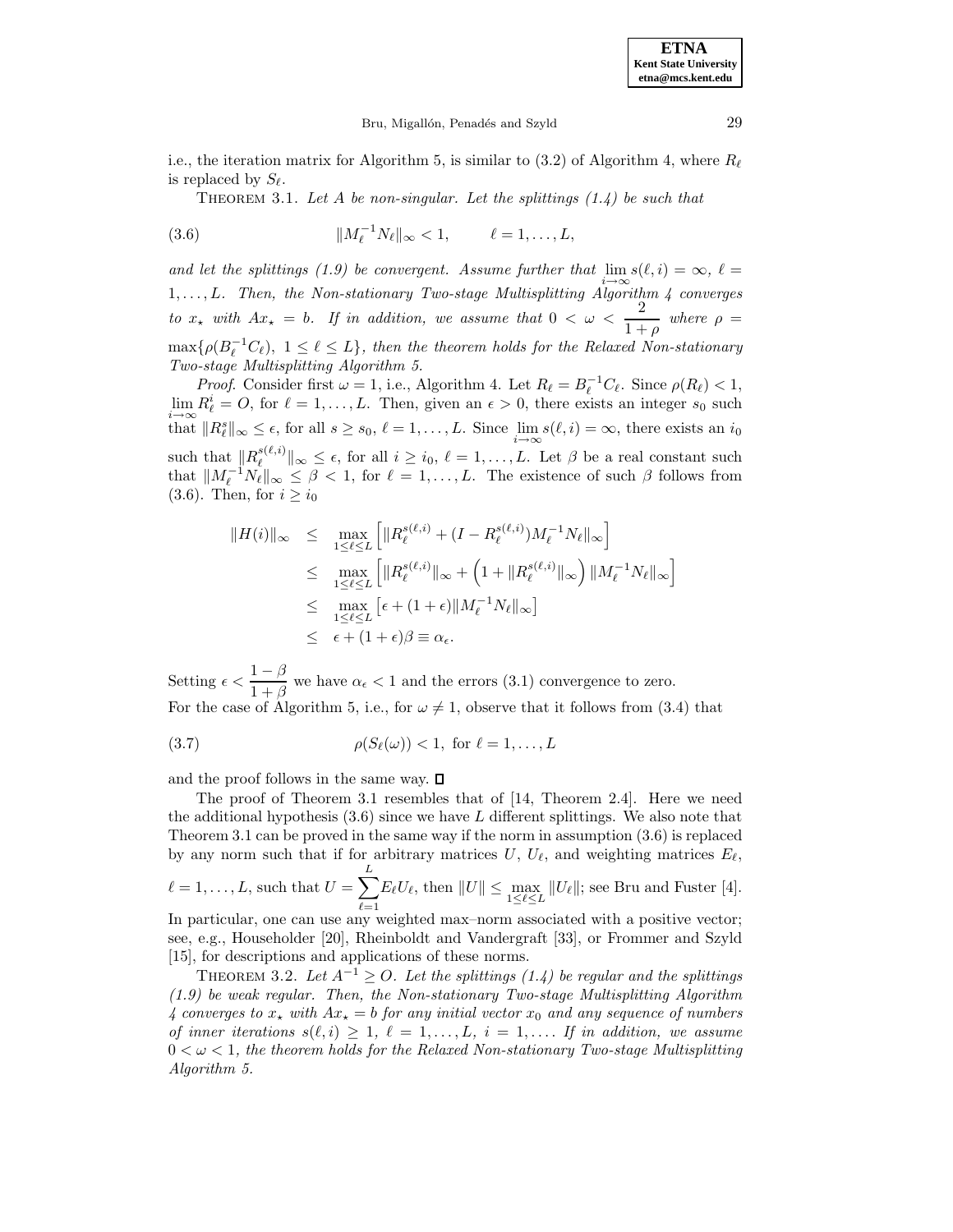i.e., the iteration matrix for Algorithm 5, is similar to (3.2) of Algorithm 4, where $R_\ell$ is replaced by $S_\ell$.

THEOREM 3.1. *Let $A$ be non-singular. Let the splittings (1.4) be such that*

$$\|M_\ell^{-1} N_\ell\|_\infty < 1, \qquad \ell = 1, \ldots, L, \tag{3.6}$$

*and let the splittings (1.9) be convergent. Assume further that $\lim_{i\to\infty} s(\ell, i) = \infty$, $\ell = 1, \ldots, L$. Then, the Non-stationary Two-stage Multisplitting Algorithm 4 converges to $x_\star$ with $Ax_\star = b$. If in addition, we assume that $0 < \omega < \dfrac{2}{1+\rho}$ where $\rho = \max\{\rho(B_\ell^{-1}C_\ell),\ 1 \le \ell \le L\}$, then the theorem holds for the Relaxed Non-stationary Two-stage Multisplitting Algorithm 5.*

*Proof.* Consider first $\omega = 1$, i.e., Algorithm 4. Let $R_\ell = B_\ell^{-1} C_\ell$. Since $\rho(R_\ell) < 1$, $\lim_{i\to\infty} R_\ell^i = O$, for $\ell = 1, \ldots, L$. Then, given an $\epsilon > 0$, there exists an integer $s_0$ such that $\|R_\ell^s\|_\infty \le \epsilon$, for all $s \ge s_0$, $\ell = 1, \ldots, L$. Since $\lim_{i\to\infty} s(\ell, i) = \infty$, there exists an $i_0$ such that $\|R_\ell^{s(\ell,i)}\|_\infty \le \epsilon$, for all $i \ge i_0$, $\ell = 1, \ldots, L$. Let $\beta$ be a real constant such that $\|M_\ell^{-1} N_\ell\|_\infty \le \beta < 1$, for $\ell = 1, \ldots, L$. The existence of such $\beta$ follows from (3.6). Then, for $i \ge i_0$

$$\begin{aligned}
\|H(i)\|_\infty &\le \max_{1\le\ell\le L}\left[\|R_\ell^{s(\ell,i)} + (I - R_\ell^{s(\ell,i)}) M_\ell^{-1} N_\ell\|_\infty\right] \\
&\le \max_{1\le\ell\le L}\left[\|R_\ell^{s(\ell,i)}\|_\infty + \left(1 + \|R_\ell^{s(\ell,i)}\|_\infty\right)\|M_\ell^{-1} N_\ell\|_\infty\right] \\
&\le \max_{1\le\ell\le L}\left[\epsilon + (1+\epsilon)\|M_\ell^{-1} N_\ell\|_\infty\right] \\
&\le \epsilon + (1+\epsilon)\beta \equiv \alpha_\epsilon.
\end{aligned}$$

Setting $\epsilon < \dfrac{1-\beta}{1+\beta}$ we have $\alpha_\epsilon < 1$ and the errors (3.1) convergence to zero.
For the case of Algorithm 5, i.e., for $\omega \ne 1$, observe that it follows from (3.4) that

$$\rho(S_\ell(\omega)) < 1, \text{ for } \ell = 1, \ldots, L \tag{3.7}$$

and the proof follows in the same way. ☐

The proof of Theorem 3.1 resembles that of [14, Theorem 2.4]. Here we need the additional hypothesis (3.6) since we have $L$ different splittings. We also note that Theorem 3.1 can be proved in the same way if the norm in assumption (3.6) is replaced by any norm such that if for arbitrary matrices $U$, $U_\ell$, and weighting matrices $E_\ell$, $\ell = 1, \ldots, L$, such that $U = \sum_{\ell=1}^{L} E_\ell U_\ell$, then $\|U\| \le \max_{1\le\ell\le L} \|U_\ell\|$; see Bru and Fuster [4]. In particular, one can use any weighted max–norm associated with a positive vector; see, e.g., Householder [20], Rheinboldt and Vandergraft [33], or Frommer and Szyld [15], for descriptions and applications of these norms.

THEOREM 3.2. *Let $A^{-1} \ge O$. Let the splittings (1.4) be regular and the splittings (1.9) be weak regular. Then, the Non-stationary Two-stage Multisplitting Algorithm 4 converges to $x_\star$ with $Ax_\star = b$ for any initial vector $x_0$ and any sequence of numbers of inner iterations $s(\ell, i) \ge 1$, $\ell = 1, \ldots, L$, $i = 1, \ldots$. If in addition, we assume $0 < \omega < 1$, the theorem holds for the Relaxed Non-stationary Two-stage Multisplitting Algorithm 5.*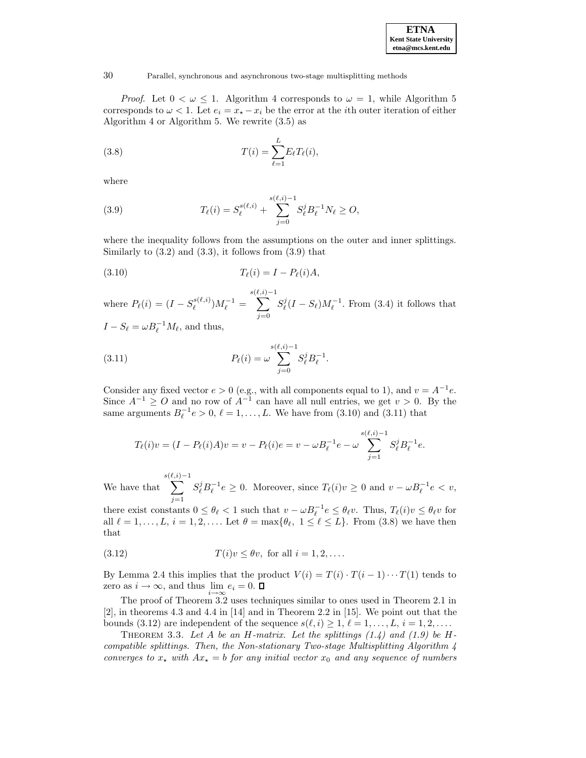*Proof*. Let $0 < \omega \leq 1$. Algorithm 4 corresponds to $\omega = 1$, while Algorithm 5 corresponds to $\omega < 1$. Let $e_i = x_\star - x_i$ be the error at the $i$th outer iteration of either Algorithm 4 or Algorithm 5. We rewrite (3.5) as

$$T(i) = \sum_{\ell=1}^{L} E_\ell T_\ell(i), \tag{3.8}$$

where

$$T_\ell(i) = S_\ell^{s(\ell,i)} + \sum_{j=0}^{s(\ell,i)-1} S_\ell^j B_\ell^{-1} N_\ell \geq O, \tag{3.9}$$

where the inequality follows from the assumptions on the outer and inner splittings. Similarly to (3.2) and (3.3), it follows from (3.9) that

$$T_\ell(i) = I - P_\ell(i)A, \tag{3.10}$$

where $P_\ell(i) = (I - S_\ell^{s(\ell,i)})M_\ell^{-1} = \sum_{j=0}^{s(\ell,i)-1} S_\ell^j (I - S_\ell) M_\ell^{-1}$. From (3.4) it follows that $I - S_\ell = \omega B_\ell^{-1} M_\ell$, and thus,

$$P_\ell(i) = \omega \sum_{j=0}^{s(\ell,i)-1} S_\ell^j B_\ell^{-1}. \tag{3.11}$$

Consider any fixed vector $e > 0$ (e.g., with all components equal to 1), and $v = A^{-1}e$. Since $A^{-1} \geq O$ and no row of $A^{-1}$ can have all null entries, we get $v > 0$. By the same arguments $B_\ell^{-1} e > 0$, $\ell = 1, \ldots, L$. We have from (3.10) and (3.11) that

$$T_\ell(i)v = (I - P_\ell(i)A)v = v - P_\ell(i)e = v - \omega B_\ell^{-1} e - \omega \sum_{j=1}^{s(\ell,i)-1} S_\ell^j B_\ell^{-1} e.$$

We have that $\sum_{j=1}^{s(\ell,i)-1} S_\ell^j B_\ell^{-1} e \geq 0$. Moreover, since $T_\ell(i)v \geq 0$ and $v - \omega B_\ell^{-1} e < v$, there exist constants $0 \leq \theta_\ell < 1$ such that $v - \omega B_\ell^{-1} e \leq \theta_\ell v$. Thus, $T_\ell(i) v \leq \theta_\ell v$ for all $\ell = 1, \ldots, L$, $i = 1, 2, \ldots$. Let $\theta = \max\{\theta_\ell,\ 1 \leq \ell \leq L\}$. From (3.8) we have then that

$$T(i)v \leq \theta v, \text{ for all } i = 1, 2, \ldots. \tag{3.12}$$

By Lemma 2.4 this implies that the product $V(i) = T(i) \cdot T(i-1) \cdots T(1)$ tends to zero as $i \to \infty$, and thus $\lim_{i\to\infty} e_i = 0$. ∎

The proof of Theorem 3.2 uses techniques similar to ones used in Theorem 2.1 in [2], in theorems 4.3 and 4.4 in [14] and in Theorem 2.2 in [15]. We point out that the bounds (3.12) are independent of the sequence $s(\ell, i) \geq 1$, $\ell = 1, \ldots, L$, $i = 1, 2, \ldots$.

THEOREM 3.3. *Let $A$ be an H-matrix. Let the splittings (1.4) and (1.9) be H-compatible splittings. Then, the Non-stationary Two-stage Multisplitting Algorithm 4 converges to $x_\star$ with $Ax_\star = b$ for any initial vector $x_0$ and any sequence of numbers*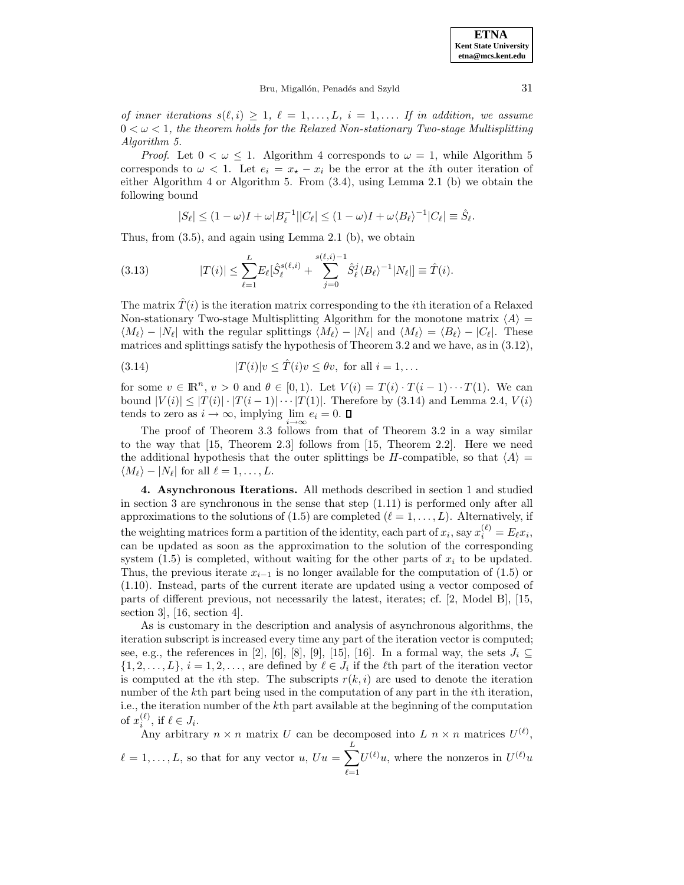*of inner iterations $s(\ell, i) \geq 1$, $\ell = 1, \ldots, L$, $i = 1, \ldots$. If in addition, we assume $0 < \omega < 1$, the theorem holds for the Relaxed Non-stationary Two-stage Multisplitting Algorithm 5.*

*Proof.* Let $0 < \omega \leq 1$. Algorithm 4 corresponds to $\omega = 1$, while Algorithm 5 corresponds to $\omega < 1$. Let $e_i = x_\star - x_i$ be the error at the $i$th outer iteration of either Algorithm 4 or Algorithm 5. From (3.4), using Lemma 2.1 (b) we obtain the following bound

$$|S_\ell| \leq (1-\omega)I + \omega |B_\ell^{-1}||C_\ell| \leq (1-\omega)I + \omega \langle B_\ell \rangle^{-1} |C_\ell| \equiv \hat{S}_\ell.$$

Thus, from (3.5), and again using Lemma 2.1 (b), we obtain

$$|T(i)| \leq \sum_{\ell=1}^{L} E_\ell [\hat{S}_\ell^{s(\ell,i)} + \sum_{j=0}^{s(\ell,i)-1} \hat{S}_\ell^j \langle B_\ell \rangle^{-1} |N_\ell|] \equiv \hat{T}(i). \tag{3.13}$$

The matrix $\hat{T}(i)$ is the iteration matrix corresponding to the $i$th iteration of a Relaxed Non-stationary Two-stage Multisplitting Algorithm for the monotone matrix $\langle A \rangle = \langle M_\ell \rangle - |N_\ell|$ with the regular splittings $\langle M_\ell \rangle - |N_\ell|$ and $\langle M_\ell \rangle = \langle B_\ell \rangle - |C_\ell|$. These matrices and splittings satisfy the hypothesis of Theorem 3.2 and we have, as in (3.12),

$$|T(i)|v \leq \hat{T}(i)v \leq \theta v, \text{ for all } i = 1, \ldots \tag{3.14}$$

for some $v \in \mathbb{R}^n$, $v > 0$ and $\theta \in [0, 1)$. Let $V(i) = T(i) \cdot T(i-1) \cdots T(1)$. We can bound $|V(i)| \leq |T(i)| \cdot |T(i-1)| \cdots |T(1)|$. Therefore by (3.14) and Lemma 2.4, $V(i)$ tends to zero as $i \to \infty$, implying $\lim_{i \to \infty} e_i = 0$. ∎

The proof of Theorem 3.3 follows from that of Theorem 3.2 in a way similar to the way that [15, Theorem 2.3] follows from [15, Theorem 2.2]. Here we need the additional hypothesis that the outer splittings be $H$-compatible, so that $\langle A \rangle = \langle M_\ell \rangle - |N_\ell|$ for all $\ell = 1, \ldots, L$.

**4. Asynchronous Iterations.** All methods described in section 1 and studied in section 3 are synchronous in the sense that step (1.11) is performed only after all approximations to the solutions of (1.5) are completed ($\ell = 1, \ldots, L$). Alternatively, if the weighting matrices form a partition of the identity, each part of $x_i$, say $x_i^{(\ell)} = E_\ell x_i$, can be updated as soon as the approximation to the solution of the corresponding system (1.5) is completed, without waiting for the other parts of $x_i$ to be updated. Thus, the previous iterate $x_{i-1}$ is no longer available for the computation of (1.5) or (1.10). Instead, parts of the current iterate are updated using a vector composed of parts of different previous, not necessarily the latest, iterates; cf. [2, Model B], [15, section 3], [16, section 4].

As is customary in the description and analysis of asynchronous algorithms, the iteration subscript is increased every time any part of the iteration vector is computed; see, e.g., the references in [2], [6], [8], [9], [15], [16]. In a formal way, the sets $J_i \subseteq \{1, 2, \ldots, L\}$, $i = 1, 2, \ldots$, are defined by $\ell \in J_i$ if the $\ell$th part of the iteration vector is computed at the $i$th step. The subscripts $r(k, i)$ are used to denote the iteration number of the $k$th part being used in the computation of any part in the $i$th iteration, i.e., the iteration number of the $k$th part available at the beginning of the computation of $x_i^{(\ell)}$, if $\ell \in J_i$.

Any arbitrary $n \times n$ matrix $U$ can be decomposed into $L$ $n \times n$ matrices $U^{(\ell)}$, $\ell = 1, \ldots, L$, so that for any vector $u$, $Uu = \sum_{\ell=1}^{L} U^{(\ell)} u$, where the nonzeros in $U^{(\ell)} u$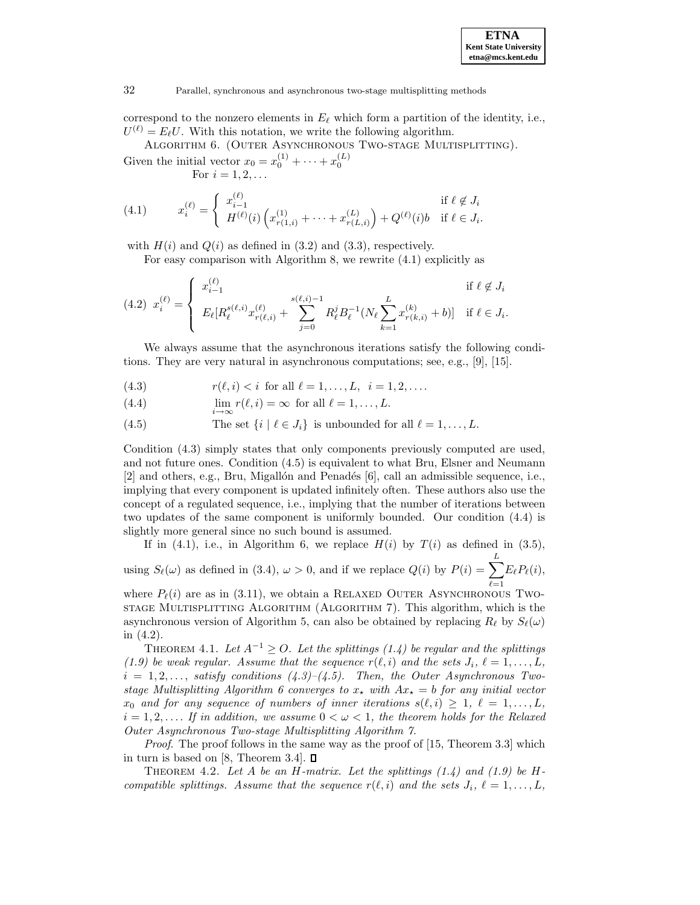correspond to the nonzero elements in $E_\ell$ which form a partition of the identity, i.e., $U^{(\ell)} = E_\ell U$. With this notation, we write the following algorithm.

ALGORITHM 6. (OUTER ASYNCHRONOUS TWO-STAGE MULTISPLITTING).
Given the initial vector $x_0 = x_0^{(1)} + \cdots + x_0^{(L)}$
For $i = 1, 2, \ldots$

$$x_i^{(\ell)} = \begin{cases} x_{i-1}^{(\ell)} & \text{if } \ell \notin J_i \\ H^{(\ell)}(i)\left(x_{r(1,i)}^{(1)} + \cdots + x_{r(L,i)}^{(L)}\right) + Q^{(\ell)}(i)b & \text{if } \ell \in J_i. \end{cases} \tag{4.1}$$

with $H(i)$ and $Q(i)$ as defined in (3.2) and (3.3), respectively.

For easy comparison with Algorithm 8, we rewrite (4.1) explicitly as

$$x_i^{(\ell)} = \begin{cases} x_{i-1}^{(\ell)} & \text{if } \ell \notin J_i \\ E_\ell[R_\ell^{s(\ell,i)} x_{r(\ell,i)}^{(\ell)} + \displaystyle\sum_{j=0}^{s(\ell,i)-1} R_\ell^j B_\ell^{-1}(N_\ell \sum_{k=1}^{L} x_{r(k,i)}^{(k)} + b)] & \text{if } \ell \in J_i. \end{cases} \tag{4.2}$$

We always assume that the asynchronous iterations satisfy the following conditions. They are very natural in asynchronous computations; see, e.g., [9], [15].

$$r(\ell, i) < i \text{ for all } \ell = 1, \ldots, L, \;\; i = 1, 2, \ldots. \tag{4.3}$$

$$\lim_{i \to \infty} r(\ell, i) = \infty \text{ for all } \ell = 1, \ldots, L. \tag{4.4}$$

$$\text{The set } \{i \mid \ell \in J_i\} \text{ is unbounded for all } \ell = 1, \ldots, L. \tag{4.5}$$

Condition (4.3) simply states that only components previously computed are used, and not future ones. Condition (4.5) is equivalent to what Bru, Elsner and Neumann [2] and others, e.g., Bru, Migallón and Penadés [6], call an admissible sequence, i.e., implying that every component is updated infinitely often. These authors also use the concept of a regulated sequence, i.e., implying that the number of iterations between two updates of the same component is uniformly bounded. Our condition (4.4) is slightly more general since no such bound is assumed.

If in (4.1), i.e., in Algorithm 6, we replace $H(i)$ by $T(i)$ as defined in (3.5), using $S_\ell(\omega)$ as defined in (3.4), $\omega > 0$, and if we replace $Q(i)$ by $P(i) = \displaystyle\sum_{\ell=1}^{L} E_\ell P_\ell(i)$, where $P_\ell(i)$ are as in (3.11), we obtain a RELAXED OUTER ASYNCHRONOUS TWO-STAGE MULTISPLITTING ALGORITHM (ALGORITHM 7). This algorithm, which is the asynchronous version of Algorithm 5, can also be obtained by replacing $R_\ell$ by $S_\ell(\omega)$ in (4.2).

THEOREM 4.1. *Let $A^{-1} \geq O$. Let the splittings (1.4) be regular and the splittings (1.9) be weak regular. Assume that the sequence $r(\ell, i)$ and the sets $J_i$, $\ell = 1, \ldots, L$, $i = 1, 2, \ldots,$ satisfy conditions (4.3)–(4.5). Then, the Outer Asynchronous Two-stage Multisplitting Algorithm 6 converges to $x_\star$ with $Ax_\star = b$ for any initial vector $x_0$ and for any sequence of numbers of inner iterations $s(\ell, i) \geq 1$, $\ell = 1, \ldots, L$, $i = 1, 2, \ldots$. If in addition, we assume $0 < \omega < 1$, the theorem holds for the Relaxed Outer Asynchronous Two-stage Multisplitting Algorithm 7.*

*Proof*. The proof follows in the same way as the proof of [15, Theorem 3.3] which in turn is based on [8, Theorem 3.4]. ◻

THEOREM 4.2. *Let $A$ be an H-matrix. Let the splittings (1.4) and (1.9) be H-compatible splittings. Assume that the sequence $r(\ell, i)$ and the sets $J_i$, $\ell = 1, \ldots, L$,*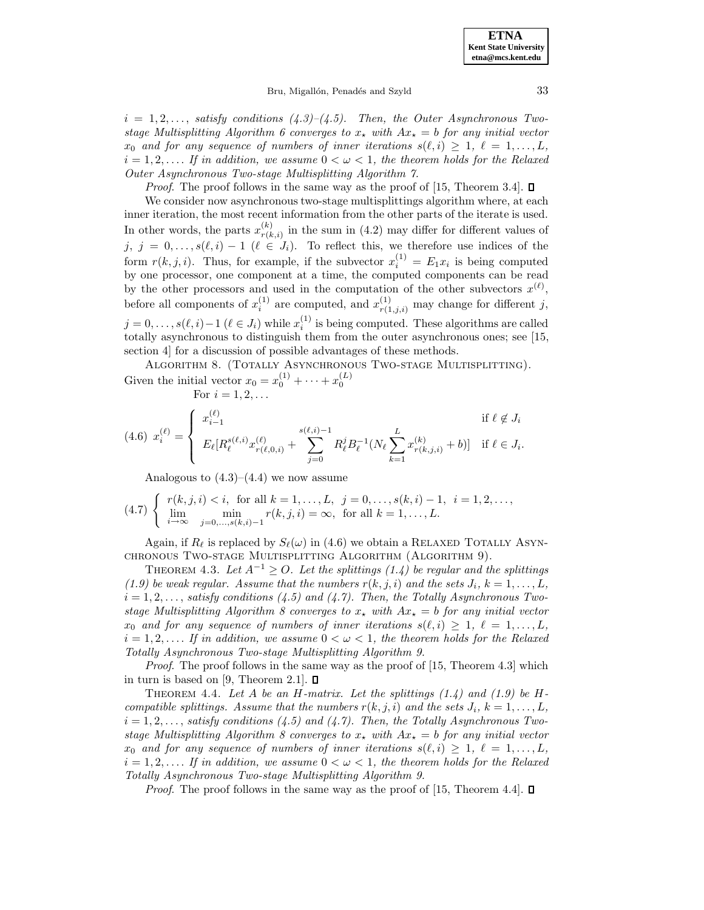$i = 1, 2, \ldots,$ *satisfy conditions (4.3)–(4.5). Then, the Outer Asynchronous Two-stage Multisplitting Algorithm 6 converges to* $x_\star$ *with* $Ax_\star = b$ *for any initial vector* $x_0$ *and for any sequence of numbers of inner iterations* $s(\ell, i) \geq 1$, $\ell = 1, \ldots, L$, $i = 1, 2, \ldots$. *If in addition, we assume* $0 < \omega < 1$, *the theorem holds for the Relaxed Outer Asynchronous Two-stage Multisplitting Algorithm 7.*

*Proof*. The proof follows in the same way as the proof of [15, Theorem 3.4]. ∎

We consider now asynchronous two-stage multisplittings algorithm where, at each inner iteration, the most recent information from the other parts of the iterate is used. In other words, the parts $x^{(k)}_{r(k,i)}$ in the sum in (4.2) may differ for different values of $j$, $j = 0, \ldots, s(\ell, i) - 1$ ($\ell \in J_i$). To reflect this, we therefore use indices of the form $r(k, j, i)$. Thus, for example, if the subvector $x^{(1)}_i = E_1 x_i$ is being computed by one processor, one component at a time, the computed components can be read by the other processors and used in the computation of the other subvectors $x^{(\ell)}$, before all components of $x^{(1)}_i$ are computed, and $x^{(1)}_{r(1,j,i)}$ may change for different $j$, $j = 0, \ldots, s(\ell, i)-1$ ($\ell \in J_i$) while $x^{(1)}_i$ is being computed. These algorithms are called totally asynchronous to distinguish them from the outer asynchronous ones; see [15, section 4] for a discussion of possible advantages of these methods.

Algorithm 8. (Totally Asynchronous Two-stage Multisplitting). Given the initial vector $x_0 = x^{(1)}_0 + \cdots + x^{(L)}_0$

For $i = 1, 2, \ldots$

$$
(4.6)\quad x^{(\ell)}_i = \begin{cases} x^{(\ell)}_{i-1} & \text{if } \ell \notin J_i \\ E_\ell[R^{s(\ell,i)}_\ell x^{(\ell)}_{r(\ell,0,i)} + \displaystyle\sum_{j=0}^{s(\ell,i)-1} R^j_\ell B^{-1}_\ell (N_\ell \sum_{k=1}^{L} x^{(k)}_{r(k,j,i)} + b)] & \text{if } \ell \in J_i. \end{cases}
$$

Analogous to (4.3)–(4.4) we now assume

$$
(4.7)\quad \begin{cases} r(k, j, i) < i, \text{ for all } k = 1, \ldots, L, \; j = 0, \ldots, s(k, i) - 1, \; i = 1, 2, \ldots, \\ \displaystyle\lim_{i\to\infty} \min_{j=0,\ldots,s(k,i)-1} r(k, j, i) = \infty, \text{ for all } k = 1, \ldots, L. \end{cases}
$$

Again, if $R_\ell$ is replaced by $S_\ell(\omega)$ in (4.6) we obtain a Relaxed Totally Asynchronous Two-stage Multisplitting Algorithm (Algorithm 9).

Theorem 4.3. *Let* $A^{-1} \geq O$. *Let the splittings (1.4) be regular and the splittings (1.9) be weak regular. Assume that the numbers* $r(k, j, i)$ *and the sets* $J_i$, $k = 1, \ldots, L$, $i = 1, 2, \ldots,$ *satisfy conditions (4.5) and (4.7). Then, the Totally Asynchronous Two-stage Multisplitting Algorithm 8 converges to* $x_\star$ *with* $Ax_\star = b$ *for any initial vector* $x_0$ *and for any sequence of numbers of inner iterations* $s(\ell, i) \geq 1$, $\ell = 1, \ldots, L$, $i = 1, 2, \ldots$. *If in addition, we assume* $0 < \omega < 1$, *the theorem holds for the Relaxed Totally Asynchronous Two-stage Multisplitting Algorithm 9.*

*Proof*. The proof follows in the same way as the proof of [15, Theorem 4.3] which in turn is based on [9, Theorem 2.1]. ∎

Theorem 4.4. *Let* $A$ *be an H-matrix. Let the splittings (1.4) and (1.9) be H-compatible splittings. Assume that the numbers* $r(k, j, i)$ *and the sets* $J_i$, $k = 1, \ldots, L$, $i = 1, 2, \ldots,$ *satisfy conditions (4.5) and (4.7). Then, the Totally Asynchronous Two-stage Multisplitting Algorithm 8 converges to* $x_\star$ *with* $Ax_\star = b$ *for any initial vector* $x_0$ *and for any sequence of numbers of inner iterations* $s(\ell, i) \geq 1$, $\ell = 1, \ldots, L$, $i = 1, 2, \ldots$. *If in addition, we assume* $0 < \omega < 1$, *the theorem holds for the Relaxed Totally Asynchronous Two-stage Multisplitting Algorithm 9.*

*Proof*. The proof follows in the same way as the proof of [15, Theorem 4.4]. ∎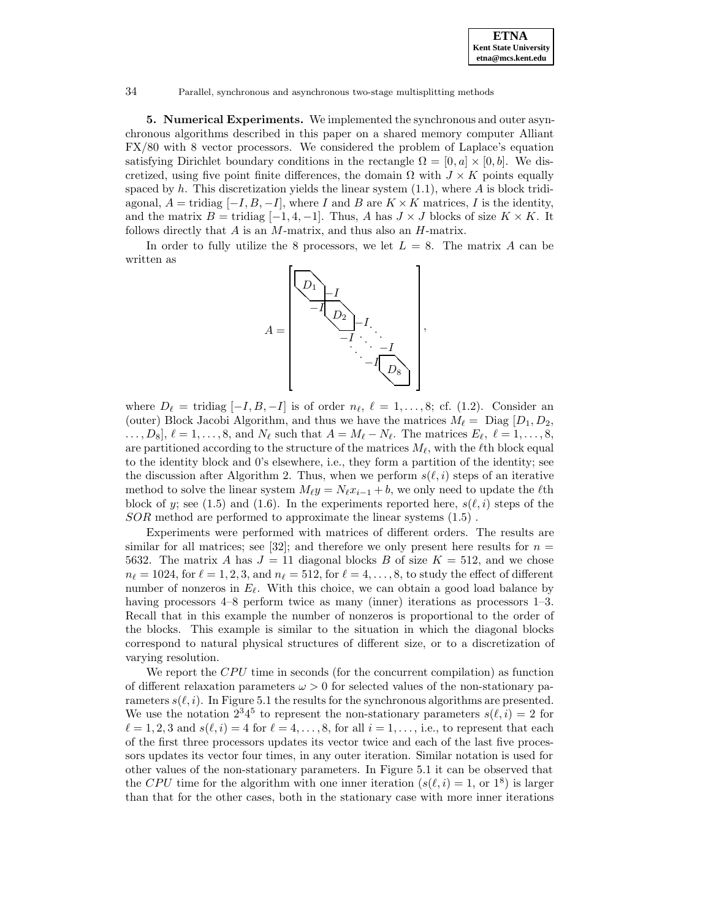**5. Numerical Experiments.** We implemented the synchronous and outer asynchronous algorithms described in this paper on a shared memory computer Alliant FX/80 with 8 vector processors. We considered the problem of Laplace's equation satisfying Dirichlet boundary conditions in the rectangle $\Omega = [0,a] \times [0,b]$. We discretized, using five point finite differences, the domain $\Omega$ with $J \times K$ points equally spaced by $h$. This discretization yields the linear system (1.1), where $A$ is block tridiagonal, $A = \text{tridiag}\,[-I, B, -I]$, where $I$ and $B$ are $K \times K$ matrices, $I$ is the identity, and the matrix $B = \text{tridiag}\,[-1, 4, -1]$. Thus, $A$ has $J \times J$ blocks of size $K \times K$. It follows directly that $A$ is an $M$-matrix, and thus also an $H$-matrix.

In order to fully utilize the 8 processors, we let $L = 8$. The matrix $A$ can be written as

$$A = \begin{bmatrix} D_1 & -I & & & \\ -I & D_2 & -I & & \\ & -I & \ddots & \ddots & \\ & & \ddots & \ddots & -I \\ & & & -I & D_8 \end{bmatrix},$$

where $D_\ell = \text{tridiag}\,[-I, B, -I]$ is of order $n_\ell$, $\ell = 1, \ldots, 8$; cf. (1.2). Consider an (outer) Block Jacobi Algorithm, and thus we have the matrices $M_\ell = \text{Diag}\,[D_1, D_2, \ldots, D_8]$, $\ell = 1, \ldots, 8$, and $N_\ell$ such that $A = M_\ell - N_\ell$. The matrices $E_\ell$, $\ell = 1, \ldots, 8$, are partitioned according to the structure of the matrices $M_\ell$, with the $\ell$th block equal to the identity block and 0's elsewhere, i.e., they form a partition of the identity; see the discussion after Algorithm 2. Thus, when we perform $s(\ell, i)$ steps of an iterative method to solve the linear system $M_\ell y = N_\ell x_{i-1} + b$, we only need to update the $\ell$th block of $y$; see (1.5) and (1.6). In the experiments reported here, $s(\ell, i)$ steps of the *SOR* method are performed to approximate the linear systems (1.5) .

Experiments were performed with matrices of different orders. The results are similar for all matrices; see [32]; and therefore we only present here results for $n = 5632$. The matrix $A$ has $J = 11$ diagonal blocks $B$ of size $K = 512$, and we chose $n_\ell = 1024$, for $\ell = 1, 2, 3$, and $n_\ell = 512$, for $\ell = 4, \ldots, 8$, to study the effect of different number of nonzeros in $E_\ell$. With this choice, we can obtain a good load balance by having processors 4–8 perform twice as many (inner) iterations as processors 1–3. Recall that in this example the number of nonzeros is proportional to the order of the blocks. This example is similar to the situation in which the diagonal blocks correspond to natural physical structures of different size, or to a discretization of varying resolution.

We report the *CPU* time in seconds (for the concurrent compilation) as function of different relaxation parameters $\omega > 0$ for selected values of the non-stationary parameters $s(\ell, i)$. In Figure 5.1 the results for the synchronous algorithms are presented. We use the notation $2^3 4^5$ to represent the non-stationary parameters $s(\ell, i) = 2$ for $\ell = 1, 2, 3$ and $s(\ell, i) = 4$ for $\ell = 4, \ldots, 8$, for all $i = 1, \ldots$, i.e., to represent that each of the first three processors updates its vector twice and each of the last five processors updates its vector four times, in any outer iteration. Similar notation is used for other values of the non-stationary parameters. In Figure 5.1 it can be observed that the *CPU* time for the algorithm with one inner iteration ($s(\ell, i) = 1$, or $1^8$) is larger than that for the other cases, both in the stationary case with more inner iterations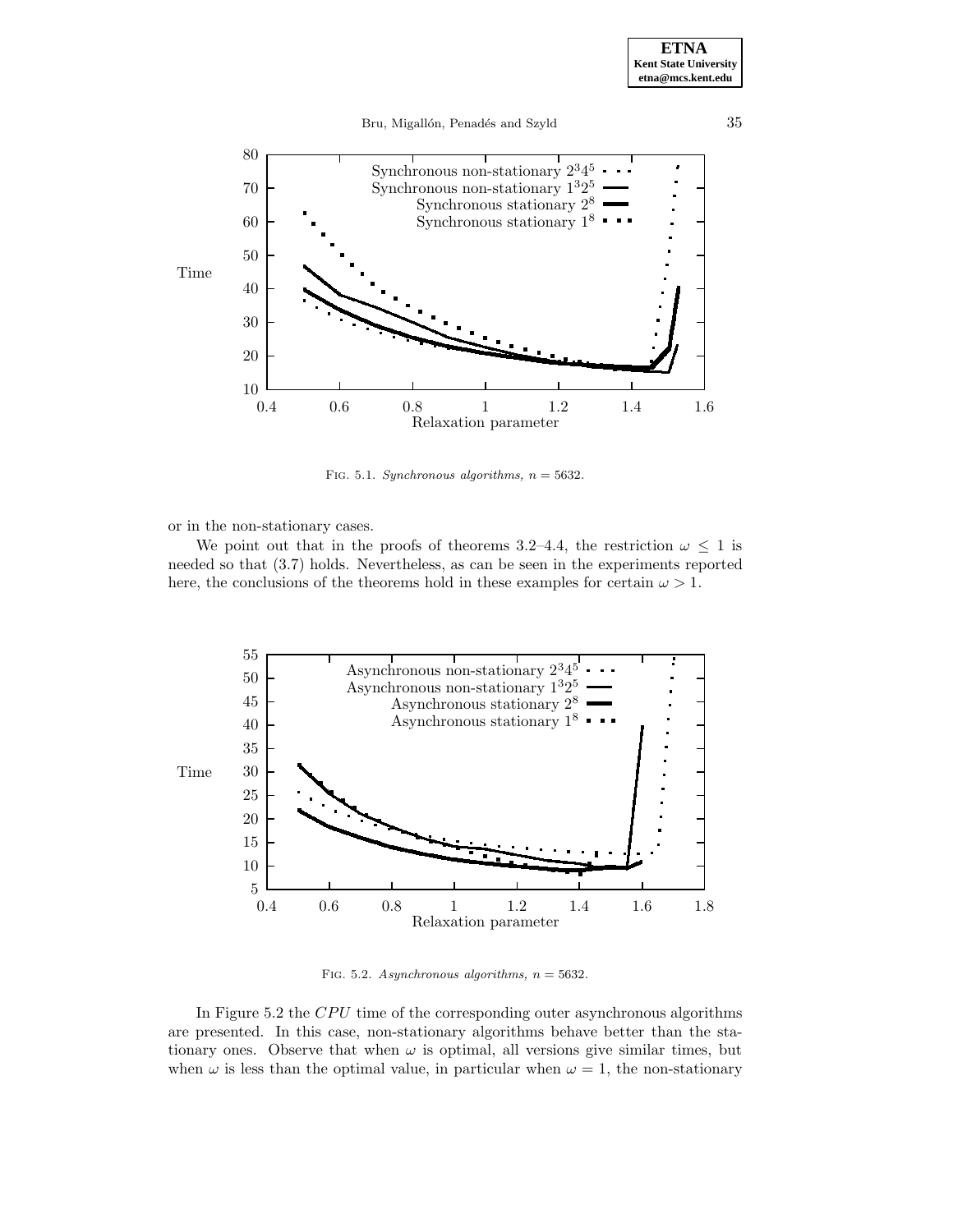FIG. 5.1. *Synchronous algorithms, $n = 5632$.*

or in the non-stationary cases.

We point out that in the proofs of theorems 3.2–4.4, the restriction $\omega \leq 1$ is needed so that (3.7) holds. Nevertheless, as can be seen in the experiments reported here, the conclusions of the theorems hold in these examples for certain $\omega > 1$.

FIG. 5.2. *Asynchronous algorithms, $n = 5632$.*

In Figure 5.2 the *CPU* time of the corresponding outer asynchronous algorithms are presented. In this case, non-stationary algorithms behave better than the stationary ones. Observe that when $\omega$ is optimal, all versions give similar times, but when $\omega$ is less than the optimal value, in particular when $\omega = 1$, the non-stationary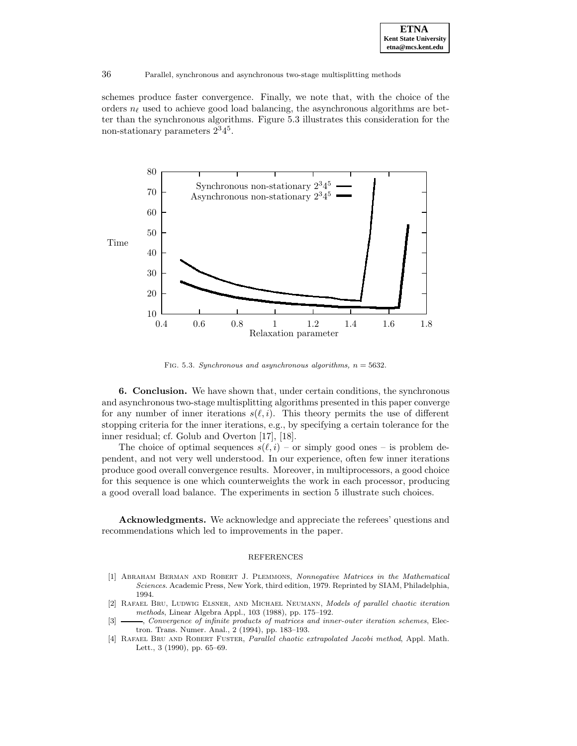schemes produce faster convergence. Finally, we note that, with the choice of the orders $n_\ell$ used to achieve good load balancing, the asynchronous algorithms are better than the synchronous algorithms. Figure 5.3 illustrates this consideration for the non-stationary parameters $2^3 4^5$.

FIG. 5.3. *Synchronous and asynchronous algorithms, $n = 5632$.*

**6. Conclusion.** We have shown that, under certain conditions, the synchronous and asynchronous two-stage multisplitting algorithms presented in this paper converge for any number of inner iterations $s(\ell, i)$. This theory permits the use of different stopping criteria for the inner iterations, e.g., by specifying a certain tolerance for the inner residual; cf. Golub and Overton [17], [18].

The choice of optimal sequences $s(\ell, i)$ – or simply good ones – is problem dependent, and not very well understood. In our experience, often few inner iterations produce good overall convergence results. Moreover, in multiprocessors, a good choice for this sequence is one which counterweights the work in each processor, producing a good overall load balance. The experiments in section 5 illustrate such choices.

**Acknowledgments.** We acknowledge and appreciate the referees' questions and recommendations which led to improvements in the paper.

REFERENCES

[1] Abraham Berman and Robert J. Plemmons, *Nonnegative Matrices in the Mathematical Sciences*. Academic Press, New York, third edition, 1979. Reprinted by SIAM, Philadelphia, 1994.

[2] Rafael Bru, Ludwig Elsner, and Michael Neumann, *Models of parallel chaotic iteration methods*, Linear Algebra Appl., 103 (1988), pp. 175–192.

[3] ———, *Convergence of infinite products of matrices and inner-outer iteration schemes*, Electron. Trans. Numer. Anal., 2 (1994), pp. 183–193.

[4] Rafael Bru and Robert Fuster, *Parallel chaotic extrapolated Jacobi method*, Appl. Math. Lett., 3 (1990), pp. 65–69.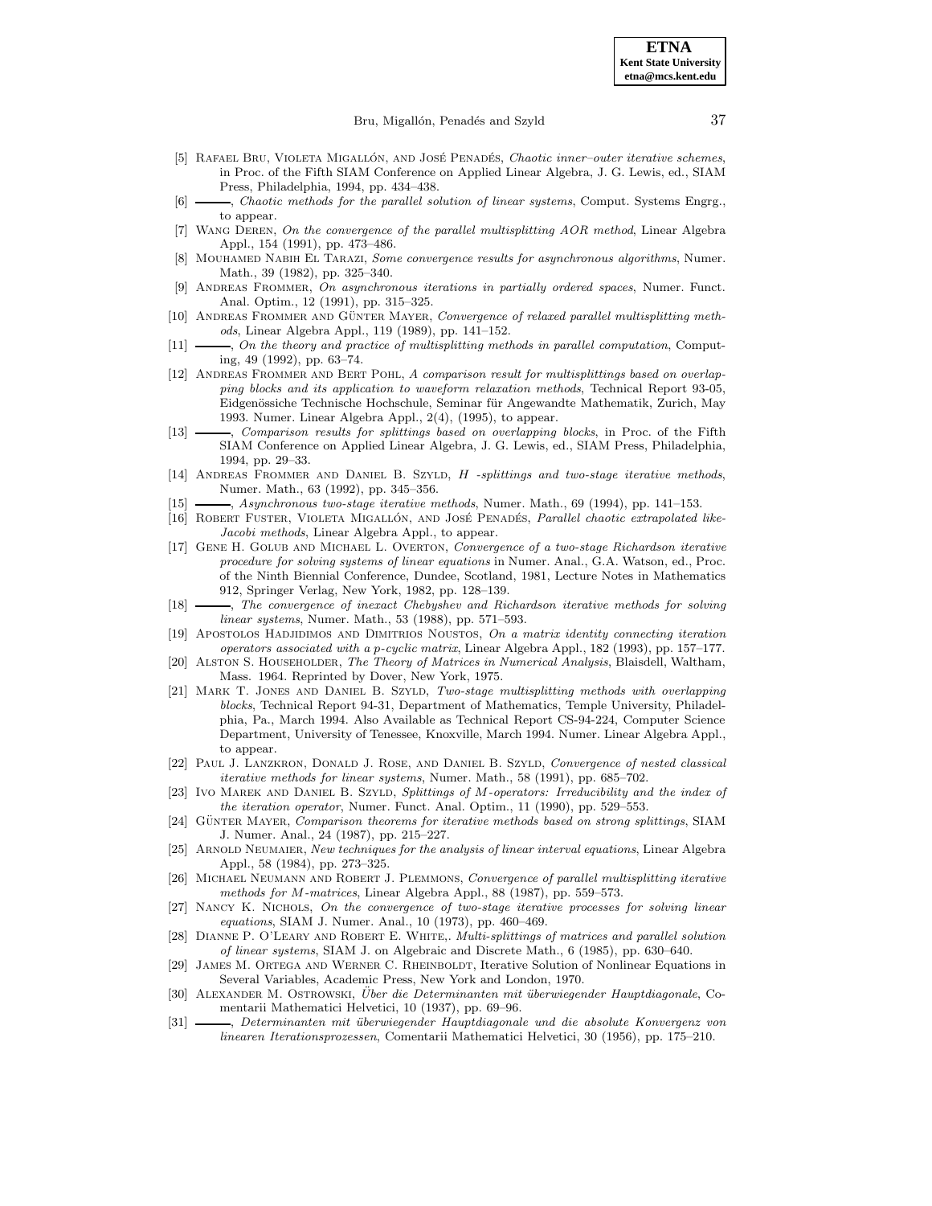[5] Rafael Bru, Violeta Migallón, and José Penadés, *Chaotic inner–outer iterative schemes*, in Proc. of the Fifth SIAM Conference on Applied Linear Algebra, J. G. Lewis, ed., SIAM Press, Philadelphia, 1994, pp. 434–438.

[6] ———, *Chaotic methods for the parallel solution of linear systems*, Comput. Systems Engrg., to appear.

[7] Wang Deren, *On the convergence of the parallel multisplitting AOR method*, Linear Algebra Appl., 154 (1991), pp. 473–486.

[8] Mouhamed Nabih El Tarazi, *Some convergence results for asynchronous algorithms*, Numer. Math., 39 (1982), pp. 325–340.

[9] Andreas Frommer, *On asynchronous iterations in partially ordered spaces*, Numer. Funct. Anal. Optim., 12 (1991), pp. 315–325.

[10] Andreas Frommer and Günter Mayer, *Convergence of relaxed parallel multisplitting methods*, Linear Algebra Appl., 119 (1989), pp. 141–152.

[11] ———, *On the theory and practice of multisplitting methods in parallel computation*, Computing, 49 (1992), pp. 63–74.

[12] Andreas Frommer and Bert Pohl, *A comparison result for multisplittings based on overlapping blocks and its application to waveform relaxation methods*, Technical Report 93-05, Eidgenössiche Technische Hochschule, Seminar für Angewandte Mathematik, Zurich, May 1993. Numer. Linear Algebra Appl., 2(4), (1995), to appear.

[13] ———, *Comparison results for splittings based on overlapping blocks*, in Proc. of the Fifth SIAM Conference on Applied Linear Algebra, J. G. Lewis, ed., SIAM Press, Philadelphia, 1994, pp. 29–33.

[14] Andreas Frommer and Daniel B. Szyld, *H -splittings and two-stage iterative methods*, Numer. Math., 63 (1992), pp. 345–356.

[15] ———, *Asynchronous two-stage iterative methods*, Numer. Math., 69 (1994), pp. 141–153.

[16] Robert Fuster, Violeta Migallón, and José Penadés, *Parallel chaotic extrapolated like-Jacobi methods*, Linear Algebra Appl., to appear.

[17] Gene H. Golub and Michael L. Overton, *Convergence of a two-stage Richardson iterative procedure for solving systems of linear equations* in Numer. Anal., G.A. Watson, ed., Proc. of the Ninth Biennial Conference, Dundee, Scotland, 1981, Lecture Notes in Mathematics 912, Springer Verlag, New York, 1982, pp. 128–139.

[18] ———, *The convergence of inexact Chebyshev and Richardson iterative methods for solving linear systems*, Numer. Math., 53 (1988), pp. 571–593.

[19] Apostolos Hadjidimos and Dimitrios Noustos, *On a matrix identity connecting iteration operators associated with a p-cyclic matrix*, Linear Algebra Appl., 182 (1993), pp. 157–177.

[20] Alston S. Householder, *The Theory of Matrices in Numerical Analysis*, Blaisdell, Waltham, Mass. 1964. Reprinted by Dover, New York, 1975.

[21] Mark T. Jones and Daniel B. Szyld, *Two-stage multisplitting methods with overlapping blocks*, Technical Report 94-31, Department of Mathematics, Temple University, Philadelphia, Pa., March 1994. Also Available as Technical Report CS-94-224, Computer Science Department, University of Tenessee, Knoxville, March 1994. Numer. Linear Algebra Appl., to appear.

[22] Paul J. Lanzkron, Donald J. Rose, and Daniel B. Szyld, *Convergence of nested classical iterative methods for linear systems*, Numer. Math., 58 (1991), pp. 685–702.

[23] Ivo Marek and Daniel B. Szyld, *Splittings of M-operators: Irreducibility and the index of the iteration operator*, Numer. Funct. Anal. Optim., 11 (1990), pp. 529–553.

[24] Günter Mayer, *Comparison theorems for iterative methods based on strong splittings*, SIAM J. Numer. Anal., 24 (1987), pp. 215–227.

[25] Arnold Neumaier, *New techniques for the analysis of linear interval equations*, Linear Algebra Appl., 58 (1984), pp. 273–325.

[26] Michael Neumann and Robert J. Plemmons, *Convergence of parallel multisplitting iterative methods for M-matrices*, Linear Algebra Appl., 88 (1987), pp. 559–573.

[27] Nancy K. Nichols, *On the convergence of two-stage iterative processes for solving linear equations*, SIAM J. Numer. Anal., 10 (1973), pp. 460–469.

[28] Dianne P. O'Leary and Robert E. White,. *Multi-splittings of matrices and parallel solution of linear systems*, SIAM J. on Algebraic and Discrete Math., 6 (1985), pp. 630–640.

[29] James M. Ortega and Werner C. Rheinboldt, Iterative Solution of Nonlinear Equations in Several Variables, Academic Press, New York and London, 1970.

[30] Alexander M. Ostrowski, *Über die Determinanten mit überwiegender Hauptdiagonale*, Comentarii Mathematici Helvetici, 10 (1937), pp. 69–96.

[31] ———, *Determinanten mit überwiegender Hauptdiagonale und die absolute Konvergenz von linearen Iterationsprozessen*, Comentarii Mathematici Helvetici, 30 (1956), pp. 175–210.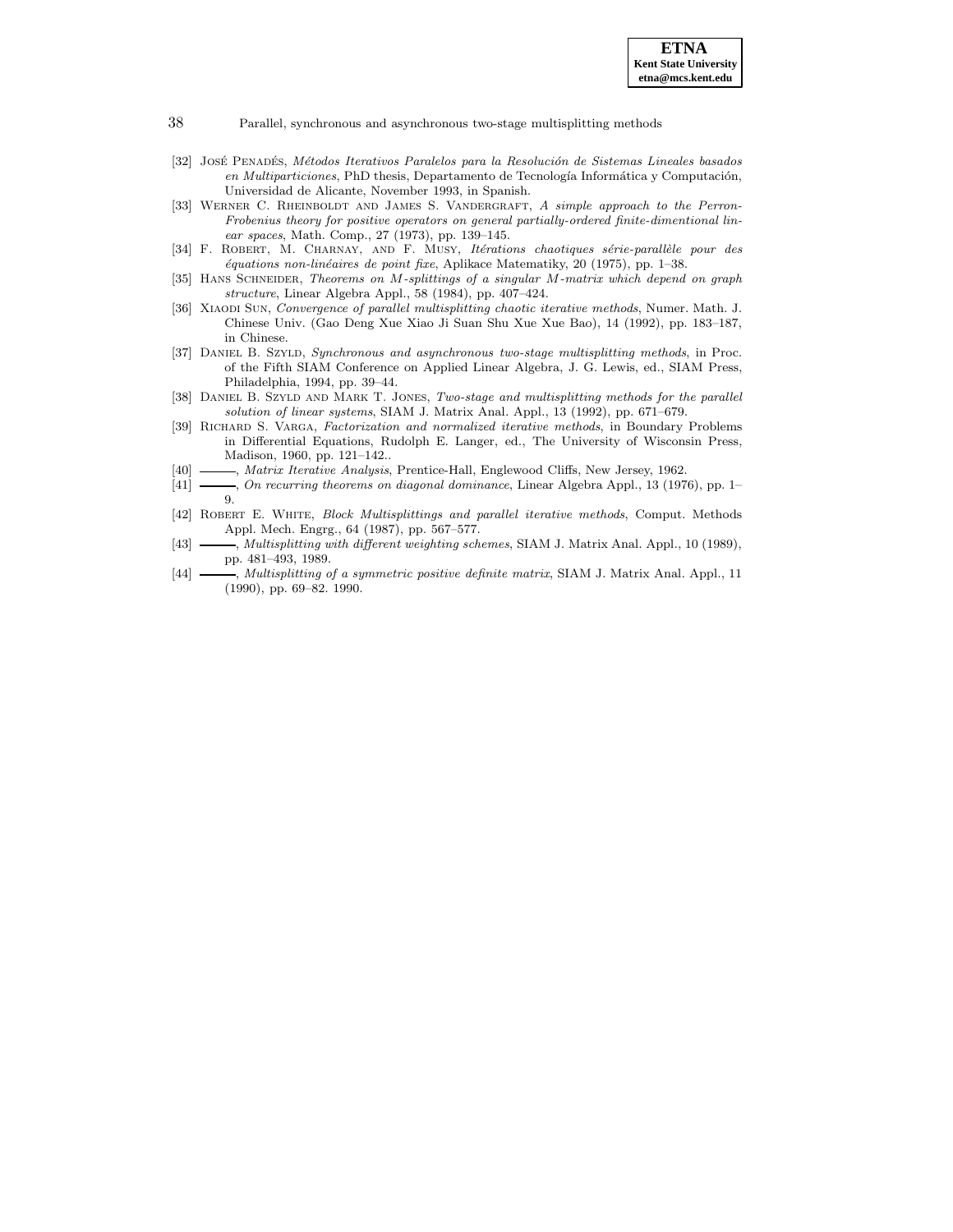[32] José Penadés, *Métodos Iterativos Paralelos para la Resolución de Sistemas Lineales basados en Multiparticiones*, PhD thesis, Departamento de Tecnología Informática y Computación, Universidad de Alicante, November 1993, in Spanish.

[33] Werner C. Rheinboldt and James S. Vandergraft, *A simple approach to the Perron-Frobenius theory for positive operators on general partially-ordered finite-dimentional linear spaces*, Math. Comp., 27 (1973), pp. 139–145.

[34] F. Robert, M. Charnay, and F. Musy, *Itérations chaotiques série-parallèle pour des équations non-linéaires de point fixe*, Aplikace Matematiky, 20 (1975), pp. 1–38.

[35] Hans Schneider, *Theorems on M-splittings of a singular M-matrix which depend on graph structure*, Linear Algebra Appl., 58 (1984), pp. 407–424.

[36] Xiaodi Sun, *Convergence of parallel multisplitting chaotic iterative methods*, Numer. Math. J. Chinese Univ. (Gao Deng Xue Xiao Ji Suan Shu Xue Xue Bao), 14 (1992), pp. 183–187, in Chinese.

[37] Daniel B. Szyld, *Synchronous and asynchronous two-stage multisplitting methods*, in Proc. of the Fifth SIAM Conference on Applied Linear Algebra, J. G. Lewis, ed., SIAM Press, Philadelphia, 1994, pp. 39–44.

[38] Daniel B. Szyld and Mark T. Jones, *Two-stage and multisplitting methods for the parallel solution of linear systems*, SIAM J. Matrix Anal. Appl., 13 (1992), pp. 671–679.

[39] Richard S. Varga, *Factorization and normalized iterative methods*, in Boundary Problems in Differential Equations, Rudolph E. Langer, ed., The University of Wisconsin Press, Madison, 1960, pp. 121–142..

[40] ———, *Matrix Iterative Analysis*, Prentice-Hall, Englewood Cliffs, New Jersey, 1962.

[41] ———, *On recurring theorems on diagonal dominance*, Linear Algebra Appl., 13 (1976), pp. 1–9.

[42] Robert E. White, *Block Multisplittings and parallel iterative methods*, Comput. Methods Appl. Mech. Engrg., 64 (1987), pp. 567–577.

[43] ———, *Multisplitting with different weighting schemes*, SIAM J. Matrix Anal. Appl., 10 (1989), pp. 481–493, 1989.

[44] ———, *Multisplitting of a symmetric positive definite matrix*, SIAM J. Matrix Anal. Appl., 11 (1990), pp. 69–82. 1990.